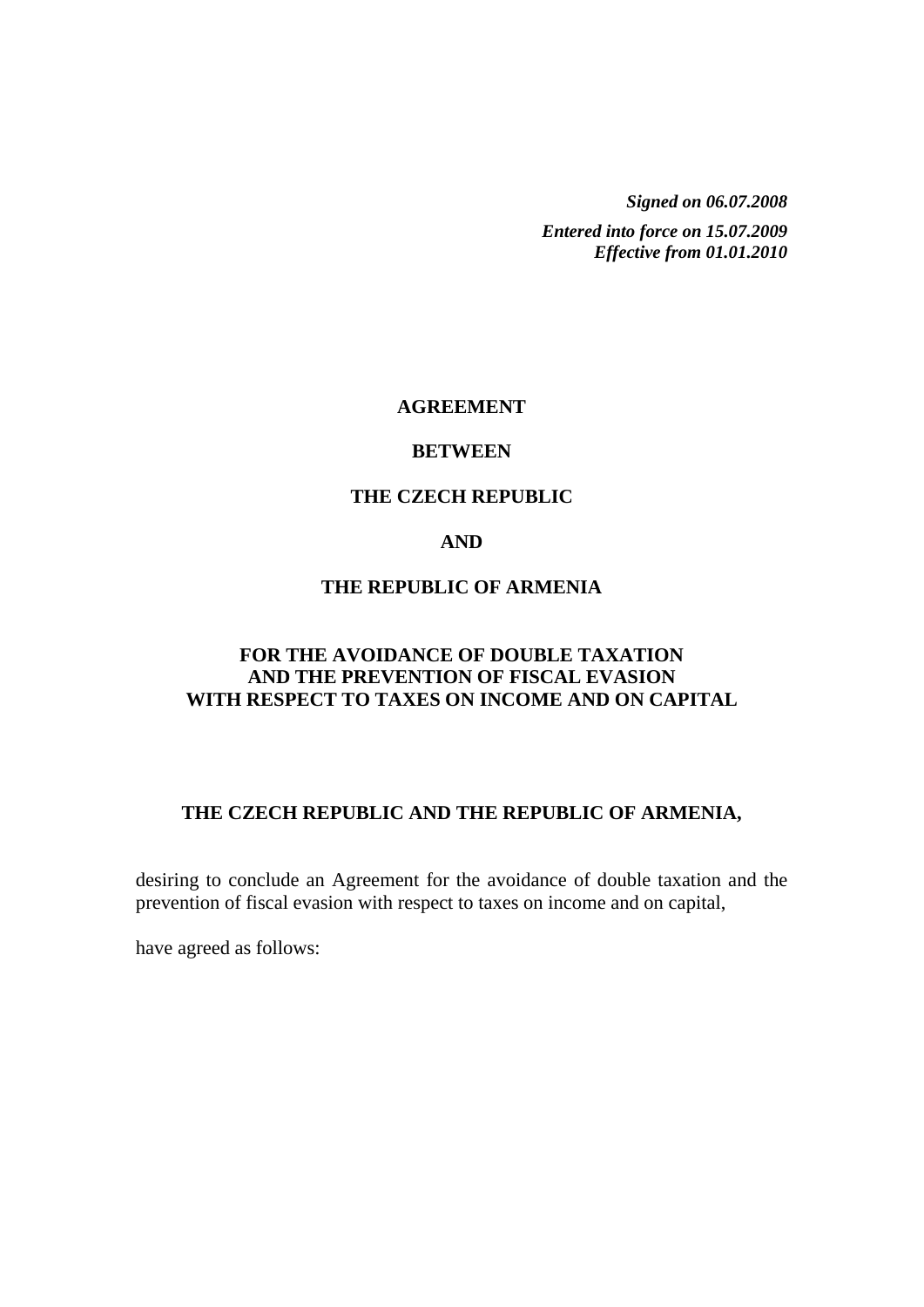***Signed on 06.07.2008***

***Entered into force on 15.07.2009***
***Effective from 01.01.2010***

# AGREEMENT

# BETWEEN

# THE CZECH REPUBLIC

# AND

# THE REPUBLIC OF ARMENIA

## FOR THE AVOIDANCE OF DOUBLE TAXATION AND THE PREVENTION OF FISCAL EVASION WITH RESPECT TO TAXES ON INCOME AND ON CAPITAL

**THE CZECH REPUBLIC AND THE REPUBLIC OF ARMENIA,**

desiring to conclude an Agreement for the avoidance of double taxation and the prevention of fiscal evasion with respect to taxes on income and on capital,

have agreed as follows: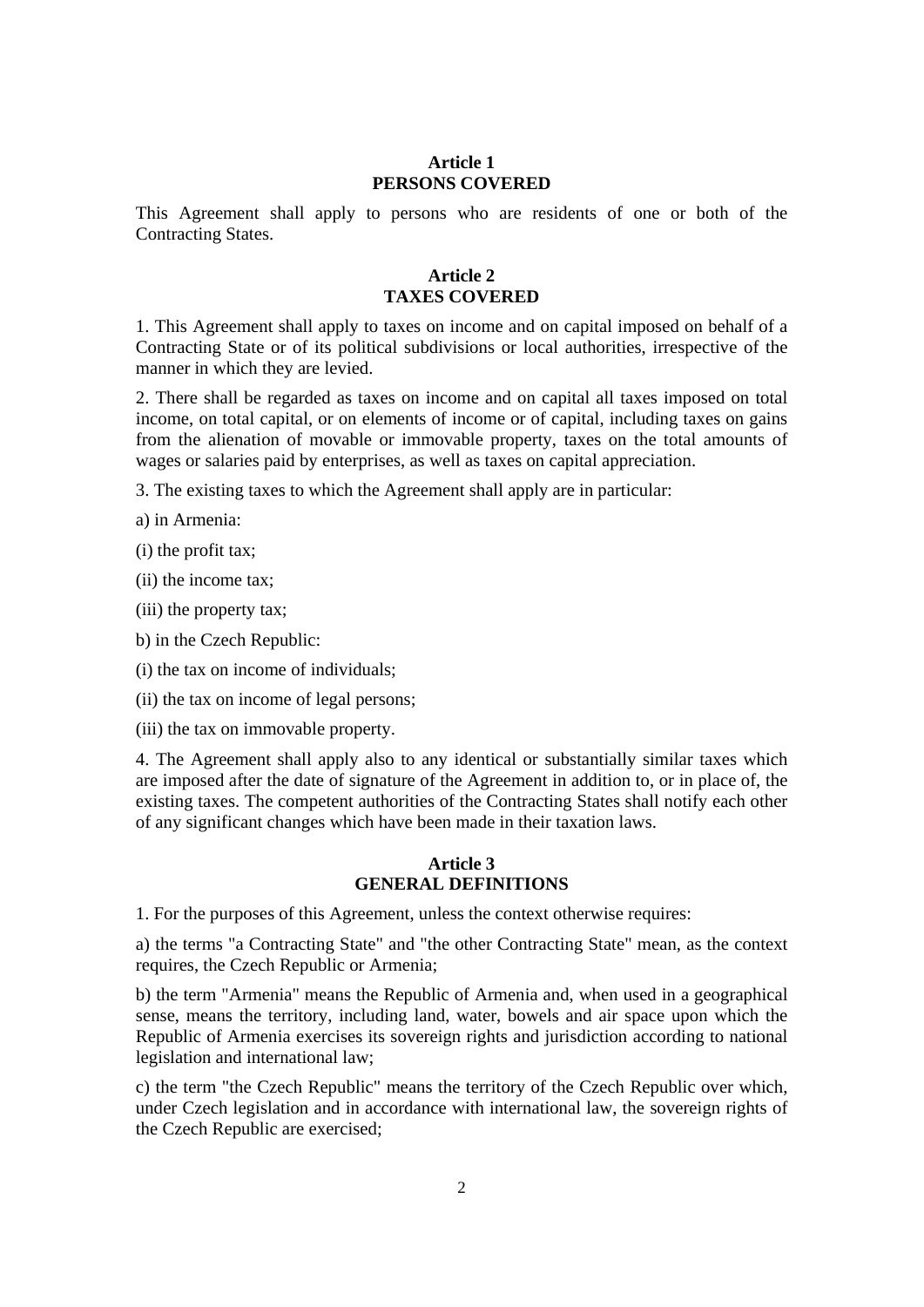## Article 1
## PERSONS COVERED

This Agreement shall apply to persons who are residents of one or both of the Contracting States.

## Article 2
## TAXES COVERED

1. This Agreement shall apply to taxes on income and on capital imposed on behalf of a Contracting State or of its political subdivisions or local authorities, irrespective of the manner in which they are levied.

2. There shall be regarded as taxes on income and on capital all taxes imposed on total income, on total capital, or on elements of income or of capital, including taxes on gains from the alienation of movable or immovable property, taxes on the total amounts of wages or salaries paid by enterprises, as well as taxes on capital appreciation.

3. The existing taxes to which the Agreement shall apply are in particular:

a) in Armenia:

(i) the profit tax;

(ii) the income tax;

(iii) the property tax;

b) in the Czech Republic:

(i) the tax on income of individuals;

(ii) the tax on income of legal persons;

(iii) the tax on immovable property.

4. The Agreement shall apply also to any identical or substantially similar taxes which are imposed after the date of signature of the Agreement in addition to, or in place of, the existing taxes. The competent authorities of the Contracting States shall notify each other of any significant changes which have been made in their taxation laws.

## Article 3
## GENERAL DEFINITIONS

1. For the purposes of this Agreement, unless the context otherwise requires:

a) the terms "a Contracting State" and "the other Contracting State" mean, as the context requires, the Czech Republic or Armenia;

b) the term "Armenia" means the Republic of Armenia and, when used in a geographical sense, means the territory, including land, water, bowels and air space upon which the Republic of Armenia exercises its sovereign rights and jurisdiction according to national legislation and international law;

c) the term "the Czech Republic" means the territory of the Czech Republic over which, under Czech legislation and in accordance with international law, the sovereign rights of the Czech Republic are exercised;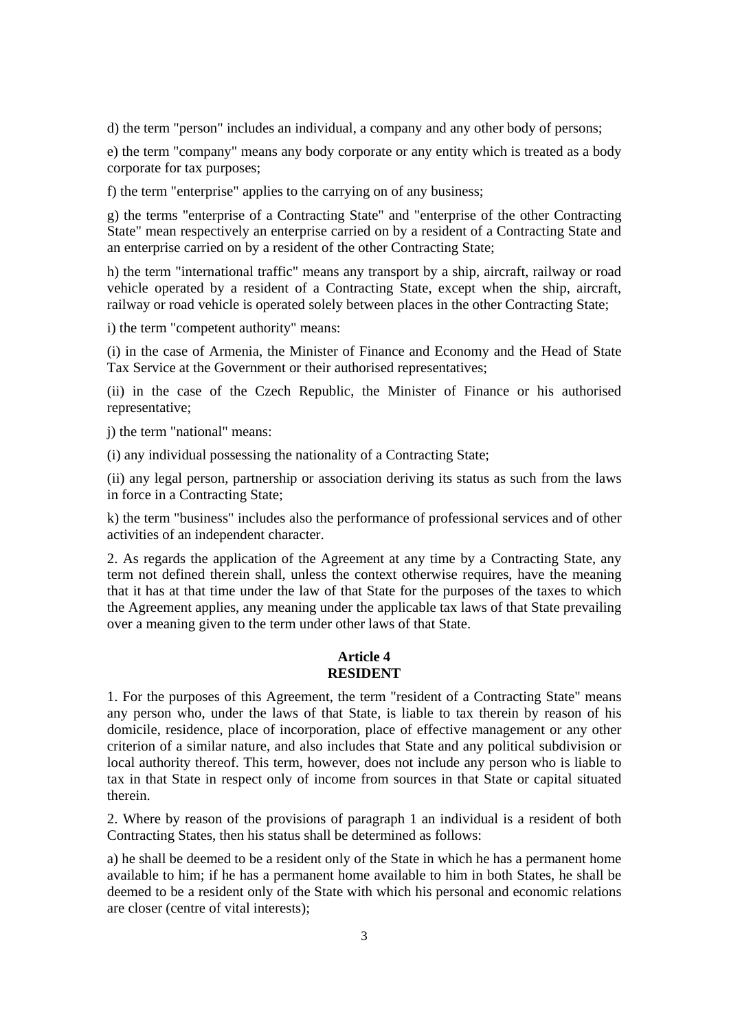d) the term "person" includes an individual, a company and any other body of persons;

e) the term "company" means any body corporate or any entity which is treated as a body corporate for tax purposes;

f) the term "enterprise" applies to the carrying on of any business;

g) the terms "enterprise of a Contracting State" and "enterprise of the other Contracting State" mean respectively an enterprise carried on by a resident of a Contracting State and an enterprise carried on by a resident of the other Contracting State;

h) the term "international traffic" means any transport by a ship, aircraft, railway or road vehicle operated by a resident of a Contracting State, except when the ship, aircraft, railway or road vehicle is operated solely between places in the other Contracting State;

i) the term "competent authority" means:

(i) in the case of Armenia, the Minister of Finance and Economy and the Head of State Tax Service at the Government or their authorised representatives;

(ii) in the case of the Czech Republic, the Minister of Finance or his authorised representative;

j) the term "national" means:

(i) any individual possessing the nationality of a Contracting State;

(ii) any legal person, partnership or association deriving its status as such from the laws in force in a Contracting State;

k) the term "business" includes also the performance of professional services and of other activities of an independent character.

2. As regards the application of the Agreement at any time by a Contracting State, any term not defined therein shall, unless the context otherwise requires, have the meaning that it has at that time under the law of that State for the purposes of the taxes to which the Agreement applies, any meaning under the applicable tax laws of that State prevailing over a meaning given to the term under other laws of that State.

## Article 4
## RESIDENT

1. For the purposes of this Agreement, the term "resident of a Contracting State" means any person who, under the laws of that State, is liable to tax therein by reason of his domicile, residence, place of incorporation, place of effective management or any other criterion of a similar nature, and also includes that State and any political subdivision or local authority thereof. This term, however, does not include any person who is liable to tax in that State in respect only of income from sources in that State or capital situated therein.

2. Where by reason of the provisions of paragraph 1 an individual is a resident of both Contracting States, then his status shall be determined as follows:

a) he shall be deemed to be a resident only of the State in which he has a permanent home available to him; if he has a permanent home available to him in both States, he shall be deemed to be a resident only of the State with which his personal and economic relations are closer (centre of vital interests);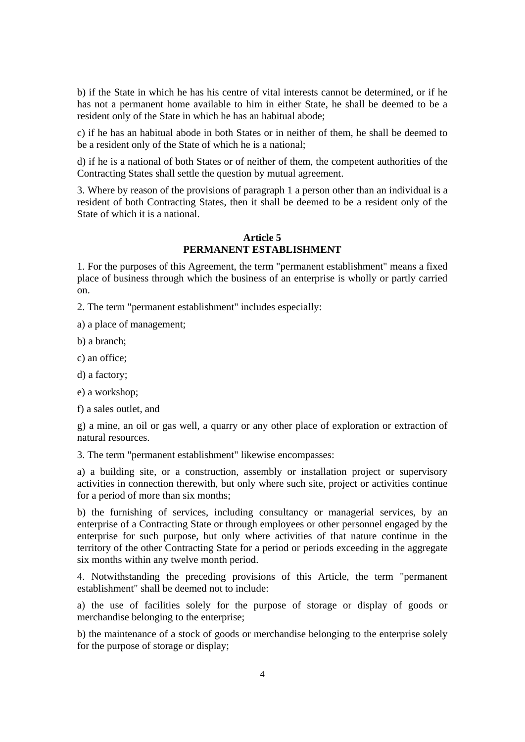b) if the State in which he has his centre of vital interests cannot be determined, or if he has not a permanent home available to him in either State, he shall be deemed to be a resident only of the State in which he has an habitual abode;

c) if he has an habitual abode in both States or in neither of them, he shall be deemed to be a resident only of the State of which he is a national;

d) if he is a national of both States or of neither of them, the competent authorities of the Contracting States shall settle the question by mutual agreement.

3. Where by reason of the provisions of paragraph 1 a person other than an individual is a resident of both Contracting States, then it shall be deemed to be a resident only of the State of which it is a national.

## Article 5
## PERMANENT ESTABLISHMENT

1. For the purposes of this Agreement, the term "permanent establishment" means a fixed place of business through which the business of an enterprise is wholly or partly carried on.

2. The term "permanent establishment" includes especially:

a) a place of management;

b) a branch;

c) an office;

d) a factory;

e) a workshop;

f) a sales outlet, and

g) a mine, an oil or gas well, a quarry or any other place of exploration or extraction of natural resources.

3. The term "permanent establishment" likewise encompasses:

a) a building site, or a construction, assembly or installation project or supervisory activities in connection therewith, but only where such site, project or activities continue for a period of more than six months;

b) the furnishing of services, including consultancy or managerial services, by an enterprise of a Contracting State or through employees or other personnel engaged by the enterprise for such purpose, but only where activities of that nature continue in the territory of the other Contracting State for a period or periods exceeding in the aggregate six months within any twelve month period.

4. Notwithstanding the preceding provisions of this Article, the term "permanent establishment" shall be deemed not to include:

a) the use of facilities solely for the purpose of storage or display of goods or merchandise belonging to the enterprise;

b) the maintenance of a stock of goods or merchandise belonging to the enterprise solely for the purpose of storage or display;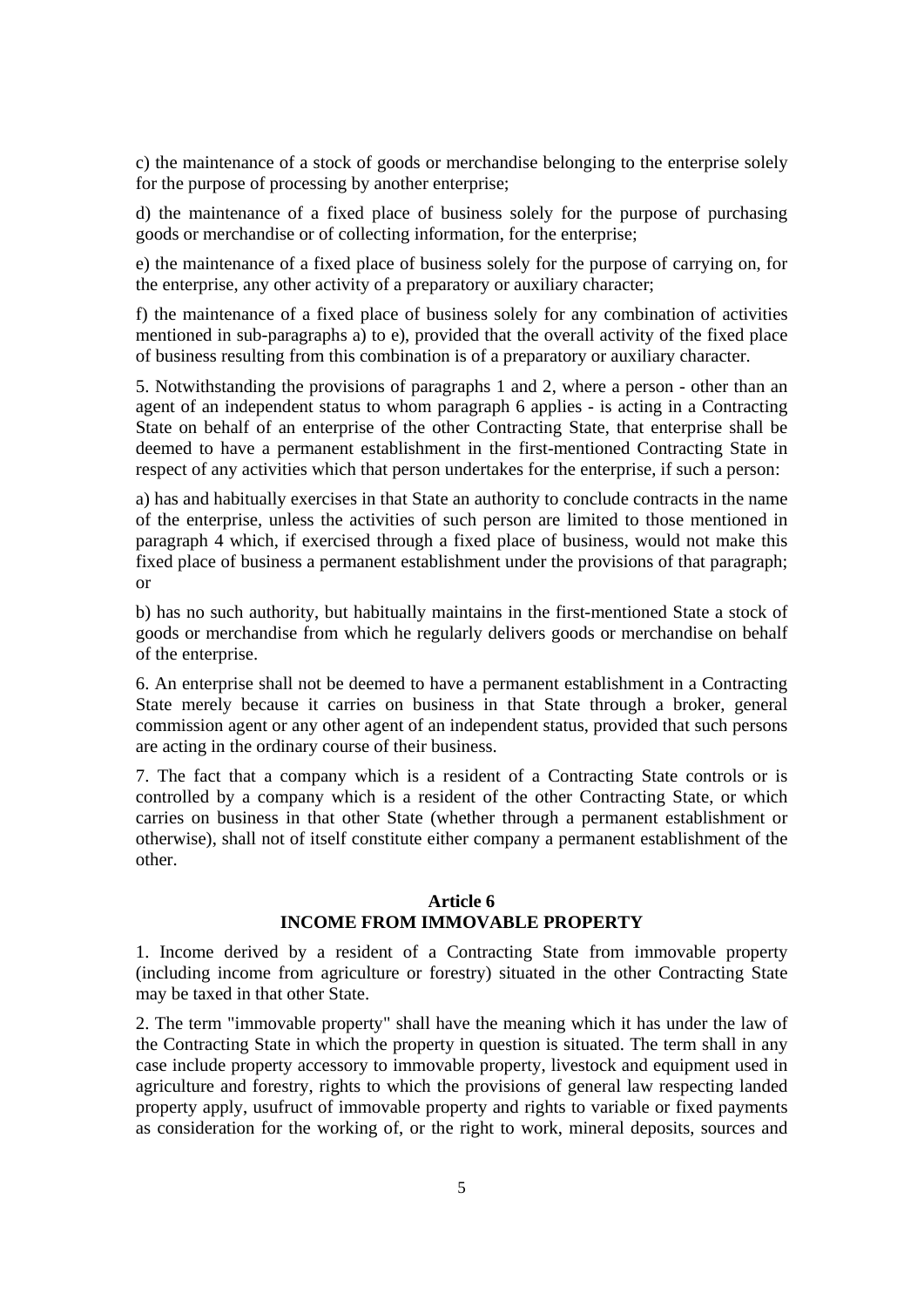c) the maintenance of a stock of goods or merchandise belonging to the enterprise solely for the purpose of processing by another enterprise;

d) the maintenance of a fixed place of business solely for the purpose of purchasing goods or merchandise or of collecting information, for the enterprise;

e) the maintenance of a fixed place of business solely for the purpose of carrying on, for the enterprise, any other activity of a preparatory or auxiliary character;

f) the maintenance of a fixed place of business solely for any combination of activities mentioned in sub-paragraphs a) to e), provided that the overall activity of the fixed place of business resulting from this combination is of a preparatory or auxiliary character.

5. Notwithstanding the provisions of paragraphs 1 and 2, where a person - other than an agent of an independent status to whom paragraph 6 applies - is acting in a Contracting State on behalf of an enterprise of the other Contracting State, that enterprise shall be deemed to have a permanent establishment in the first-mentioned Contracting State in respect of any activities which that person undertakes for the enterprise, if such a person:

a) has and habitually exercises in that State an authority to conclude contracts in the name of the enterprise, unless the activities of such person are limited to those mentioned in paragraph 4 which, if exercised through a fixed place of business, would not make this fixed place of business a permanent establishment under the provisions of that paragraph; or

b) has no such authority, but habitually maintains in the first-mentioned State a stock of goods or merchandise from which he regularly delivers goods or merchandise on behalf of the enterprise.

6. An enterprise shall not be deemed to have a permanent establishment in a Contracting State merely because it carries on business in that State through a broker, general commission agent or any other agent of an independent status, provided that such persons are acting in the ordinary course of their business.

7. The fact that a company which is a resident of a Contracting State controls or is controlled by a company which is a resident of the other Contracting State, or which carries on business in that other State (whether through a permanent establishment or otherwise), shall not of itself constitute either company a permanent establishment of the other.

## Article 6
## INCOME FROM IMMOVABLE PROPERTY

1. Income derived by a resident of a Contracting State from immovable property (including income from agriculture or forestry) situated in the other Contracting State may be taxed in that other State.

2. The term "immovable property" shall have the meaning which it has under the law of the Contracting State in which the property in question is situated. The term shall in any case include property accessory to immovable property, livestock and equipment used in agriculture and forestry, rights to which the provisions of general law respecting landed property apply, usufruct of immovable property and rights to variable or fixed payments as consideration for the working of, or the right to work, mineral deposits, sources and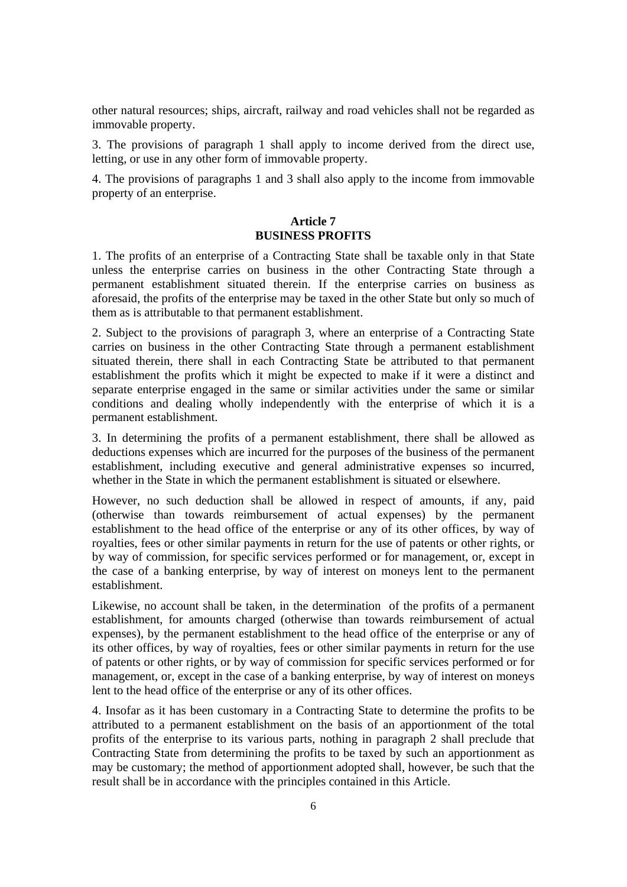other natural resources; ships, aircraft, railway and road vehicles shall not be regarded as immovable property.

3. The provisions of paragraph 1 shall apply to income derived from the direct use, letting, or use in any other form of immovable property.

4. The provisions of paragraphs 1 and 3 shall also apply to the income from immovable property of an enterprise.

## Article 7
## BUSINESS PROFITS

1. The profits of an enterprise of a Contracting State shall be taxable only in that State unless the enterprise carries on business in the other Contracting State through a permanent establishment situated therein. If the enterprise carries on business as aforesaid, the profits of the enterprise may be taxed in the other State but only so much of them as is attributable to that permanent establishment.

2. Subject to the provisions of paragraph 3, where an enterprise of a Contracting State carries on business in the other Contracting State through a permanent establishment situated therein, there shall in each Contracting State be attributed to that permanent establishment the profits which it might be expected to make if it were a distinct and separate enterprise engaged in the same or similar activities under the same or similar conditions and dealing wholly independently with the enterprise of which it is a permanent establishment.

3. In determining the profits of a permanent establishment, there shall be allowed as deductions expenses which are incurred for the purposes of the business of the permanent establishment, including executive and general administrative expenses so incurred, whether in the State in which the permanent establishment is situated or elsewhere.

However, no such deduction shall be allowed in respect of amounts, if any, paid (otherwise than towards reimbursement of actual expenses) by the permanent establishment to the head office of the enterprise or any of its other offices, by way of royalties, fees or other similar payments in return for the use of patents or other rights, or by way of commission, for specific services performed or for management, or, except in the case of a banking enterprise, by way of interest on moneys lent to the permanent establishment.

Likewise, no account shall be taken, in the determination of the profits of a permanent establishment, for amounts charged (otherwise than towards reimbursement of actual expenses), by the permanent establishment to the head office of the enterprise or any of its other offices, by way of royalties, fees or other similar payments in return for the use of patents or other rights, or by way of commission for specific services performed or for management, or, except in the case of a banking enterprise, by way of interest on moneys lent to the head office of the enterprise or any of its other offices.

4. Insofar as it has been customary in a Contracting State to determine the profits to be attributed to a permanent establishment on the basis of an apportionment of the total profits of the enterprise to its various parts, nothing in paragraph 2 shall preclude that Contracting State from determining the profits to be taxed by such an apportionment as may be customary; the method of apportionment adopted shall, however, be such that the result shall be in accordance with the principles contained in this Article.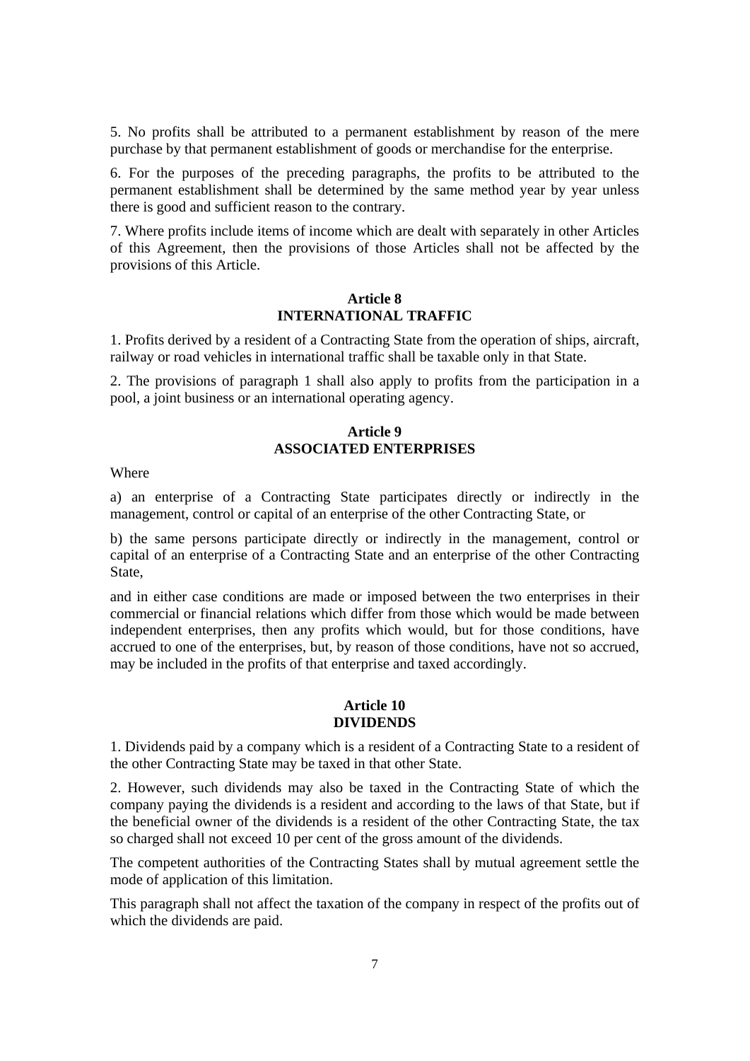5. No profits shall be attributed to a permanent establishment by reason of the mere purchase by that permanent establishment of goods or merchandise for the enterprise.

6. For the purposes of the preceding paragraphs, the profits to be attributed to the permanent establishment shall be determined by the same method year by year unless there is good and sufficient reason to the contrary.

7. Where profits include items of income which are dealt with separately in other Articles of this Agreement, then the provisions of those Articles shall not be affected by the provisions of this Article.

### Article 8
### INTERNATIONAL TRAFFIC

1. Profits derived by a resident of a Contracting State from the operation of ships, aircraft, railway or road vehicles in international traffic shall be taxable only in that State.

2. The provisions of paragraph 1 shall also apply to profits from the participation in a pool, a joint business or an international operating agency.

### Article 9
### ASSOCIATED ENTERPRISES

Where

a) an enterprise of a Contracting State participates directly or indirectly in the management, control or capital of an enterprise of the other Contracting State, or

b) the same persons participate directly or indirectly in the management, control or capital of an enterprise of a Contracting State and an enterprise of the other Contracting State,

and in either case conditions are made or imposed between the two enterprises in their commercial or financial relations which differ from those which would be made between independent enterprises, then any profits which would, but for those conditions, have accrued to one of the enterprises, but, by reason of those conditions, have not so accrued, may be included in the profits of that enterprise and taxed accordingly.

### Article 10
### DIVIDENDS

1. Dividends paid by a company which is a resident of a Contracting State to a resident of the other Contracting State may be taxed in that other State.

2. However, such dividends may also be taxed in the Contracting State of which the company paying the dividends is a resident and according to the laws of that State, but if the beneficial owner of the dividends is a resident of the other Contracting State, the tax so charged shall not exceed 10 per cent of the gross amount of the dividends.

The competent authorities of the Contracting States shall by mutual agreement settle the mode of application of this limitation.

This paragraph shall not affect the taxation of the company in respect of the profits out of which the dividends are paid.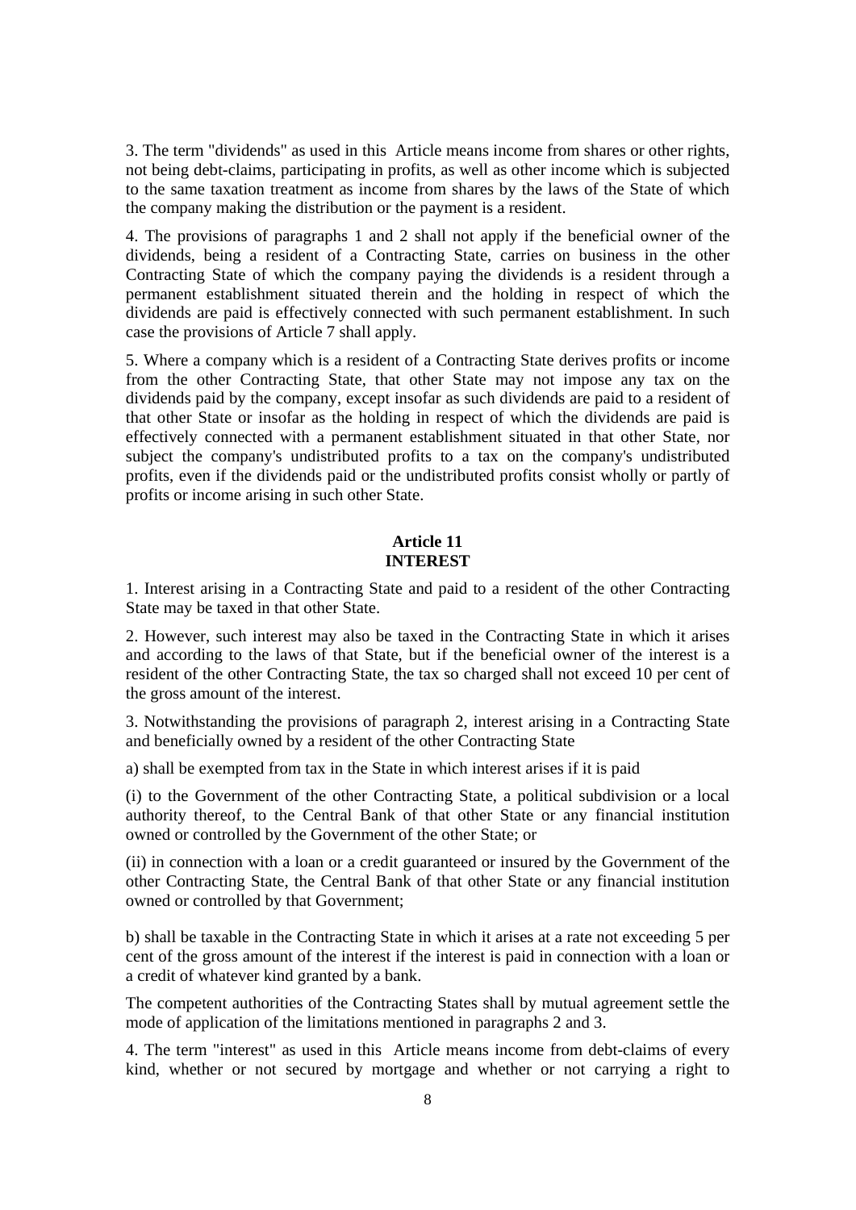3. The term "dividends" as used in this Article means income from shares or other rights, not being debt-claims, participating in profits, as well as other income which is subjected to the same taxation treatment as income from shares by the laws of the State of which the company making the distribution or the payment is a resident.

4. The provisions of paragraphs 1 and 2 shall not apply if the beneficial owner of the dividends, being a resident of a Contracting State, carries on business in the other Contracting State of which the company paying the dividends is a resident through a permanent establishment situated therein and the holding in respect of which the dividends are paid is effectively connected with such permanent establishment. In such case the provisions of Article 7 shall apply.

5. Where a company which is a resident of a Contracting State derives profits or income from the other Contracting State, that other State may not impose any tax on the dividends paid by the company, except insofar as such dividends are paid to a resident of that other State or insofar as the holding in respect of which the dividends are paid is effectively connected with a permanent establishment situated in that other State, nor subject the company's undistributed profits to a tax on the company's undistributed profits, even if the dividends paid or the undistributed profits consist wholly or partly of profits or income arising in such other State.

## Article 11
## INTEREST

1. Interest arising in a Contracting State and paid to a resident of the other Contracting State may be taxed in that other State.

2. However, such interest may also be taxed in the Contracting State in which it arises and according to the laws of that State, but if the beneficial owner of the interest is a resident of the other Contracting State, the tax so charged shall not exceed 10 per cent of the gross amount of the interest.

3. Notwithstanding the provisions of paragraph 2, interest arising in a Contracting State and beneficially owned by a resident of the other Contracting State

a) shall be exempted from tax in the State in which interest arises if it is paid

(i) to the Government of the other Contracting State, a political subdivision or a local authority thereof, to the Central Bank of that other State or any financial institution owned or controlled by the Government of the other State; or

(ii) in connection with a loan or a credit guaranteed or insured by the Government of the other Contracting State, the Central Bank of that other State or any financial institution owned or controlled by that Government;

b) shall be taxable in the Contracting State in which it arises at a rate not exceeding 5 per cent of the gross amount of the interest if the interest is paid in connection with a loan or a credit of whatever kind granted by a bank.

The competent authorities of the Contracting States shall by mutual agreement settle the mode of application of the limitations mentioned in paragraphs 2 and 3.

4. The term "interest" as used in this Article means income from debt-claims of every kind, whether or not secured by mortgage and whether or not carrying a right to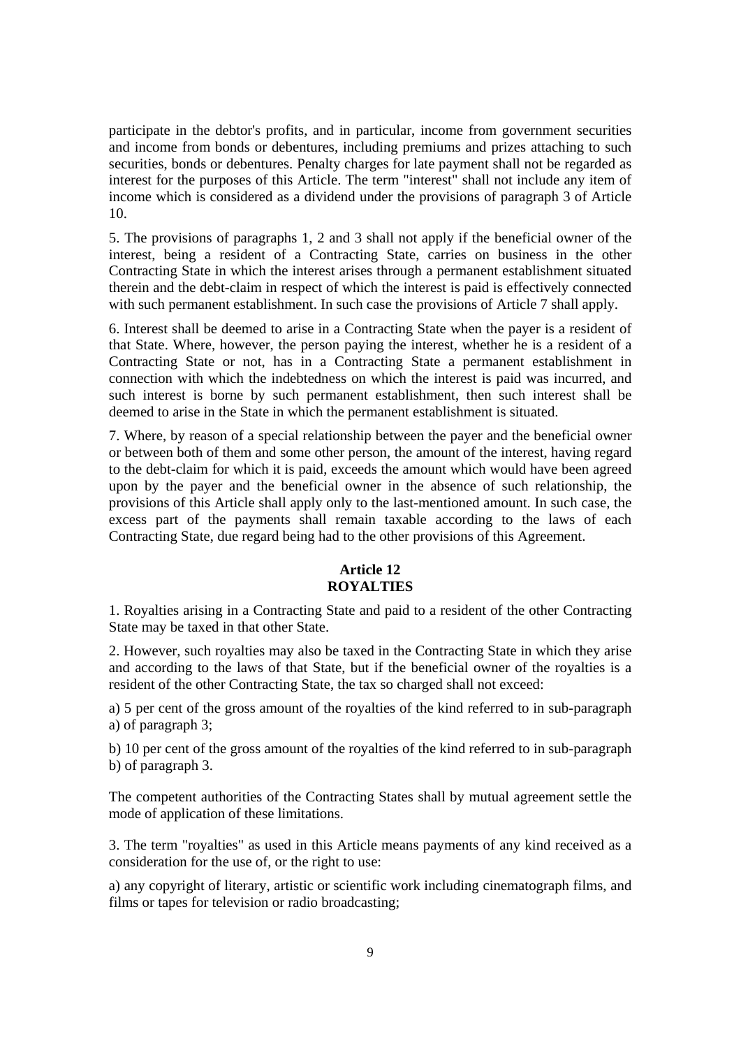participate in the debtor's profits, and in particular, income from government securities and income from bonds or debentures, including premiums and prizes attaching to such securities, bonds or debentures. Penalty charges for late payment shall not be regarded as interest for the purposes of this Article. The term "interest" shall not include any item of income which is considered as a dividend under the provisions of paragraph 3 of Article 10.

5. The provisions of paragraphs 1, 2 and 3 shall not apply if the beneficial owner of the interest, being a resident of a Contracting State, carries on business in the other Contracting State in which the interest arises through a permanent establishment situated therein and the debt-claim in respect of which the interest is paid is effectively connected with such permanent establishment. In such case the provisions of Article 7 shall apply.

6. Interest shall be deemed to arise in a Contracting State when the payer is a resident of that State. Where, however, the person paying the interest, whether he is a resident of a Contracting State or not, has in a Contracting State a permanent establishment in connection with which the indebtedness on which the interest is paid was incurred, and such interest is borne by such permanent establishment, then such interest shall be deemed to arise in the State in which the permanent establishment is situated.

7. Where, by reason of a special relationship between the payer and the beneficial owner or between both of them and some other person, the amount of the interest, having regard to the debt-claim for which it is paid, exceeds the amount which would have been agreed upon by the payer and the beneficial owner in the absence of such relationship, the provisions of this Article shall apply only to the last-mentioned amount. In such case, the excess part of the payments shall remain taxable according to the laws of each Contracting State, due regard being had to the other provisions of this Agreement.

## Article 12
## ROYALTIES

1. Royalties arising in a Contracting State and paid to a resident of the other Contracting State may be taxed in that other State.

2. However, such royalties may also be taxed in the Contracting State in which they arise and according to the laws of that State, but if the beneficial owner of the royalties is a resident of the other Contracting State, the tax so charged shall not exceed:

a) 5 per cent of the gross amount of the royalties of the kind referred to in sub-paragraph a) of paragraph 3;

b) 10 per cent of the gross amount of the royalties of the kind referred to in sub-paragraph b) of paragraph 3.

The competent authorities of the Contracting States shall by mutual agreement settle the mode of application of these limitations.

3. The term "royalties" as used in this Article means payments of any kind received as a consideration for the use of, or the right to use:

a) any copyright of literary, artistic or scientific work including cinematograph films, and films or tapes for television or radio broadcasting;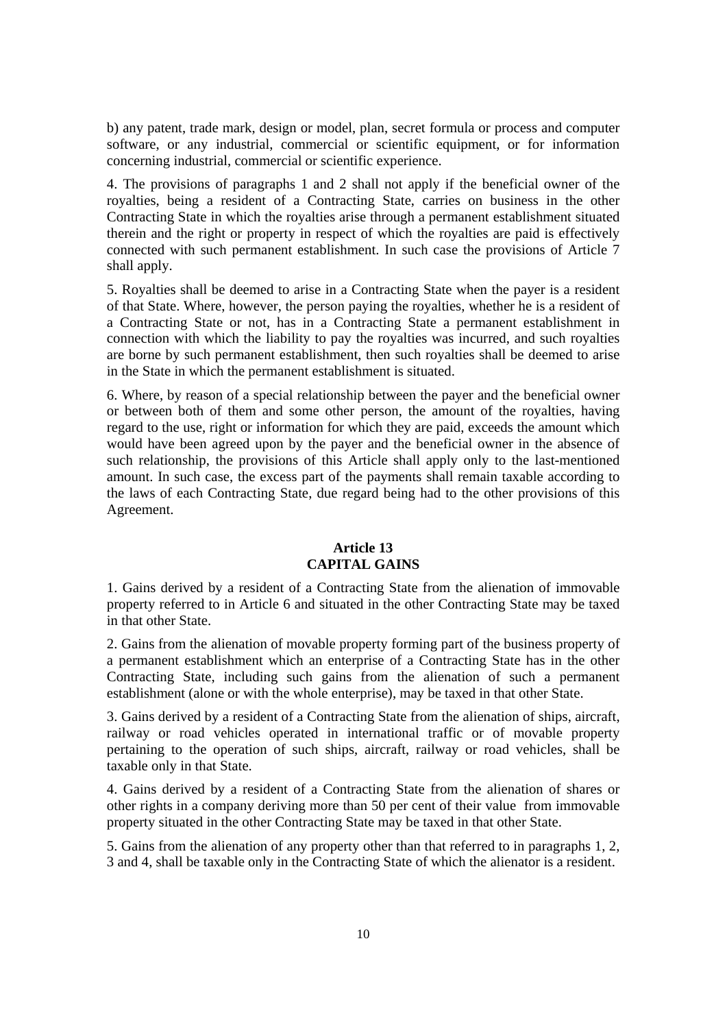b) any patent, trade mark, design or model, plan, secret formula or process and computer software, or any industrial, commercial or scientific equipment, or for information concerning industrial, commercial or scientific experience.

4. The provisions of paragraphs 1 and 2 shall not apply if the beneficial owner of the royalties, being a resident of a Contracting State, carries on business in the other Contracting State in which the royalties arise through a permanent establishment situated therein and the right or property in respect of which the royalties are paid is effectively connected with such permanent establishment. In such case the provisions of Article 7 shall apply.

5. Royalties shall be deemed to arise in a Contracting State when the payer is a resident of that State. Where, however, the person paying the royalties, whether he is a resident of a Contracting State or not, has in a Contracting State a permanent establishment in connection with which the liability to pay the royalties was incurred, and such royalties are borne by such permanent establishment, then such royalties shall be deemed to arise in the State in which the permanent establishment is situated.

6. Where, by reason of a special relationship between the payer and the beneficial owner or between both of them and some other person, the amount of the royalties, having regard to the use, right or information for which they are paid, exceeds the amount which would have been agreed upon by the payer and the beneficial owner in the absence of such relationship, the provisions of this Article shall apply only to the last-mentioned amount. In such case, the excess part of the payments shall remain taxable according to the laws of each Contracting State, due regard being had to the other provisions of this Agreement.

## Article 13
## CAPITAL GAINS

1. Gains derived by a resident of a Contracting State from the alienation of immovable property referred to in Article 6 and situated in the other Contracting State may be taxed in that other State.

2. Gains from the alienation of movable property forming part of the business property of a permanent establishment which an enterprise of a Contracting State has in the other Contracting State, including such gains from the alienation of such a permanent establishment (alone or with the whole enterprise), may be taxed in that other State.

3. Gains derived by a resident of a Contracting State from the alienation of ships, aircraft, railway or road vehicles operated in international traffic or of movable property pertaining to the operation of such ships, aircraft, railway or road vehicles, shall be taxable only in that State.

4. Gains derived by a resident of a Contracting State from the alienation of shares or other rights in a company deriving more than 50 per cent of their value from immovable property situated in the other Contracting State may be taxed in that other State.

5. Gains from the alienation of any property other than that referred to in paragraphs 1, 2, 3 and 4, shall be taxable only in the Contracting State of which the alienator is a resident.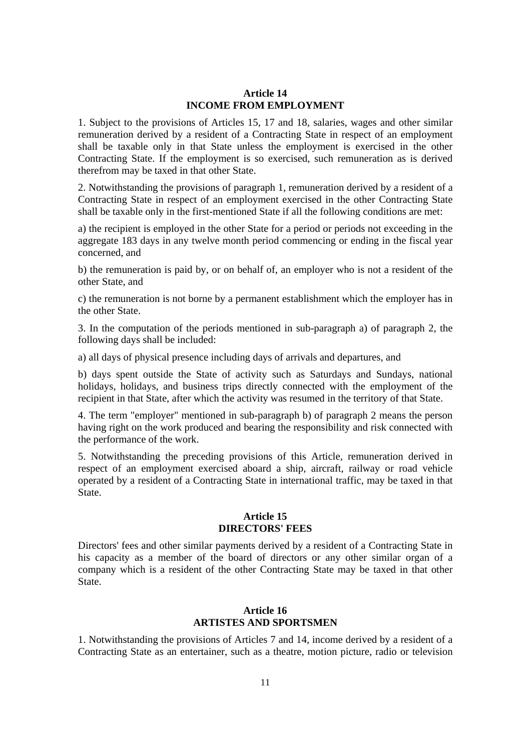## Article 14
## INCOME FROM EMPLOYMENT

1. Subject to the provisions of Articles 15, 17 and 18, salaries, wages and other similar remuneration derived by a resident of a Contracting State in respect of an employment shall be taxable only in that State unless the employment is exercised in the other Contracting State. If the employment is so exercised, such remuneration as is derived therefrom may be taxed in that other State.

2. Notwithstanding the provisions of paragraph 1, remuneration derived by a resident of a Contracting State in respect of an employment exercised in the other Contracting State shall be taxable only in the first-mentioned State if all the following conditions are met:

a) the recipient is employed in the other State for a period or periods not exceeding in the aggregate 183 days in any twelve month period commencing or ending in the fiscal year concerned, and

b) the remuneration is paid by, or on behalf of, an employer who is not a resident of the other State, and

c) the remuneration is not borne by a permanent establishment which the employer has in the other State.

3. In the computation of the periods mentioned in sub-paragraph a) of paragraph 2, the following days shall be included:

a) all days of physical presence including days of arrivals and departures, and

b) days spent outside the State of activity such as Saturdays and Sundays, national holidays, holidays, and business trips directly connected with the employment of the recipient in that State, after which the activity was resumed in the territory of that State.

4. The term "employer" mentioned in sub-paragraph b) of paragraph 2 means the person having right on the work produced and bearing the responsibility and risk connected with the performance of the work.

5. Notwithstanding the preceding provisions of this Article, remuneration derived in respect of an employment exercised aboard a ship, aircraft, railway or road vehicle operated by a resident of a Contracting State in international traffic, may be taxed in that State.

## Article 15
## DIRECTORS' FEES

Directors' fees and other similar payments derived by a resident of a Contracting State in his capacity as a member of the board of directors or any other similar organ of a company which is a resident of the other Contracting State may be taxed in that other State.

## Article 16
## ARTISTES AND SPORTSMEN

1. Notwithstanding the provisions of Articles 7 and 14, income derived by a resident of a Contracting State as an entertainer, such as a theatre, motion picture, radio or television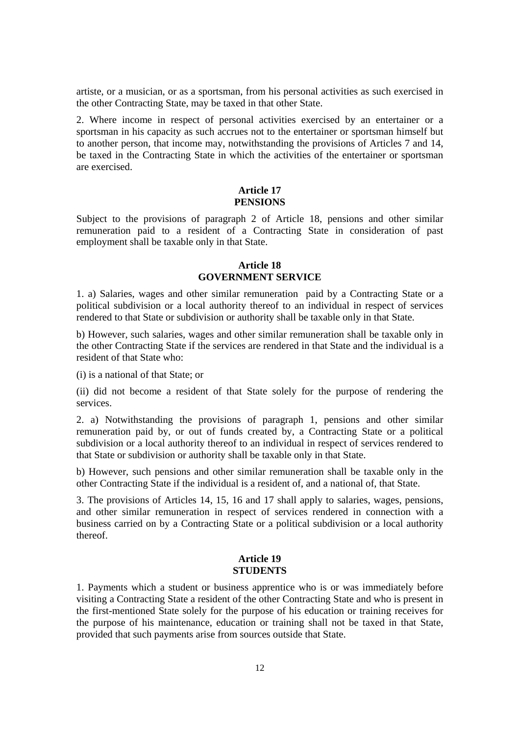artiste, or a musician, or as a sportsman, from his personal activities as such exercised in the other Contracting State, may be taxed in that other State.

2. Where income in respect of personal activities exercised by an entertainer or a sportsman in his capacity as such accrues not to the entertainer or sportsman himself but to another person, that income may, notwithstanding the provisions of Articles 7 and 14, be taxed in the Contracting State in which the activities of the entertainer or sportsman are exercised.

## Article 17
## PENSIONS

Subject to the provisions of paragraph 2 of Article 18, pensions and other similar remuneration paid to a resident of a Contracting State in consideration of past employment shall be taxable only in that State.

## Article 18
## GOVERNMENT SERVICE

1. a) Salaries, wages and other similar remuneration paid by a Contracting State or a political subdivision or a local authority thereof to an individual in respect of services rendered to that State or subdivision or authority shall be taxable only in that State.

b) However, such salaries, wages and other similar remuneration shall be taxable only in the other Contracting State if the services are rendered in that State and the individual is a resident of that State who:

(i) is a national of that State; or

(ii) did not become a resident of that State solely for the purpose of rendering the services.

2. a) Notwithstanding the provisions of paragraph 1, pensions and other similar remuneration paid by, or out of funds created by, a Contracting State or a political subdivision or a local authority thereof to an individual in respect of services rendered to that State or subdivision or authority shall be taxable only in that State.

b) However, such pensions and other similar remuneration shall be taxable only in the other Contracting State if the individual is a resident of, and a national of, that State.

3. The provisions of Articles 14, 15, 16 and 17 shall apply to salaries, wages, pensions, and other similar remuneration in respect of services rendered in connection with a business carried on by a Contracting State or a political subdivision or a local authority thereof.

## Article 19
## STUDENTS

1. Payments which a student or business apprentice who is or was immediately before visiting a Contracting State a resident of the other Contracting State and who is present in the first-mentioned State solely for the purpose of his education or training receives for the purpose of his maintenance, education or training shall not be taxed in that State, provided that such payments arise from sources outside that State.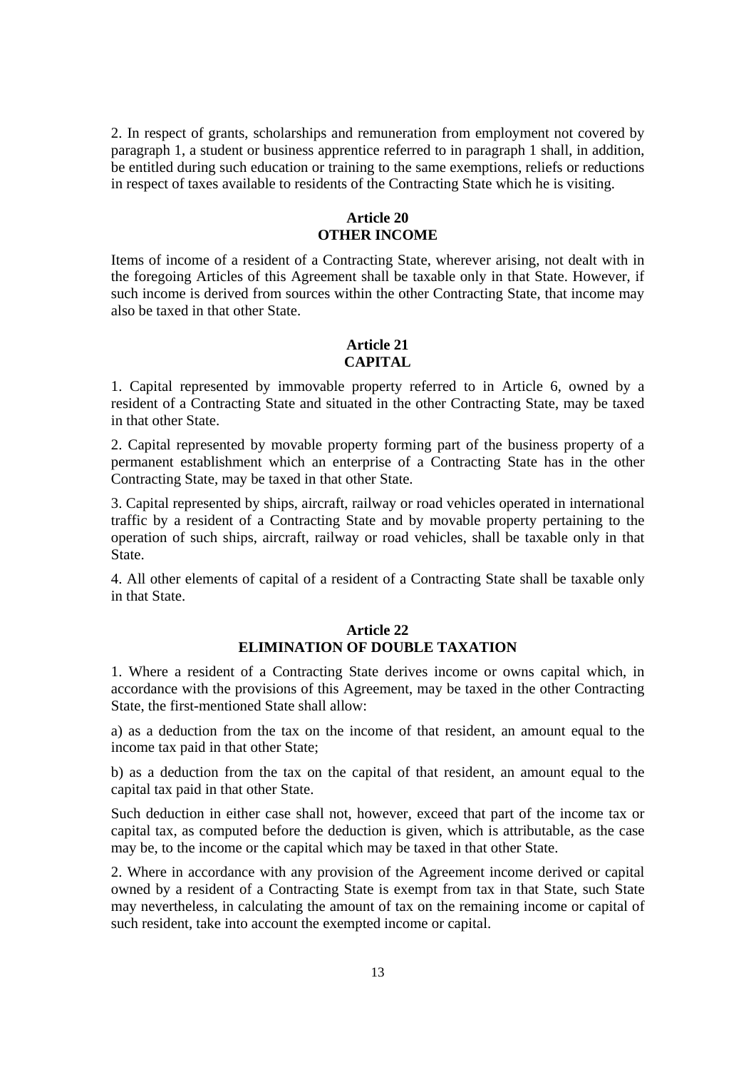2. In respect of grants, scholarships and remuneration from employment not covered by paragraph 1, a student or business apprentice referred to in paragraph 1 shall, in addition, be entitled during such education or training to the same exemptions, reliefs or reductions in respect of taxes available to residents of the Contracting State which he is visiting.

## Article 20
## OTHER INCOME

Items of income of a resident of a Contracting State, wherever arising, not dealt with in the foregoing Articles of this Agreement shall be taxable only in that State. However, if such income is derived from sources within the other Contracting State, that income may also be taxed in that other State.

## Article 21
## CAPITAL

1. Capital represented by immovable property referred to in Article 6, owned by a resident of a Contracting State and situated in the other Contracting State, may be taxed in that other State.

2. Capital represented by movable property forming part of the business property of a permanent establishment which an enterprise of a Contracting State has in the other Contracting State, may be taxed in that other State.

3. Capital represented by ships, aircraft, railway or road vehicles operated in international traffic by a resident of a Contracting State and by movable property pertaining to the operation of such ships, aircraft, railway or road vehicles, shall be taxable only in that State.

4. All other elements of capital of a resident of a Contracting State shall be taxable only in that State.

## Article 22
## ELIMINATION OF DOUBLE TAXATION

1. Where a resident of a Contracting State derives income or owns capital which, in accordance with the provisions of this Agreement, may be taxed in the other Contracting State, the first-mentioned State shall allow:

a) as a deduction from the tax on the income of that resident, an amount equal to the income tax paid in that other State;

b) as a deduction from the tax on the capital of that resident, an amount equal to the capital tax paid in that other State.

Such deduction in either case shall not, however, exceed that part of the income tax or capital tax, as computed before the deduction is given, which is attributable, as the case may be, to the income or the capital which may be taxed in that other State.

2. Where in accordance with any provision of the Agreement income derived or capital owned by a resident of a Contracting State is exempt from tax in that State, such State may nevertheless, in calculating the amount of tax on the remaining income or capital of such resident, take into account the exempted income or capital.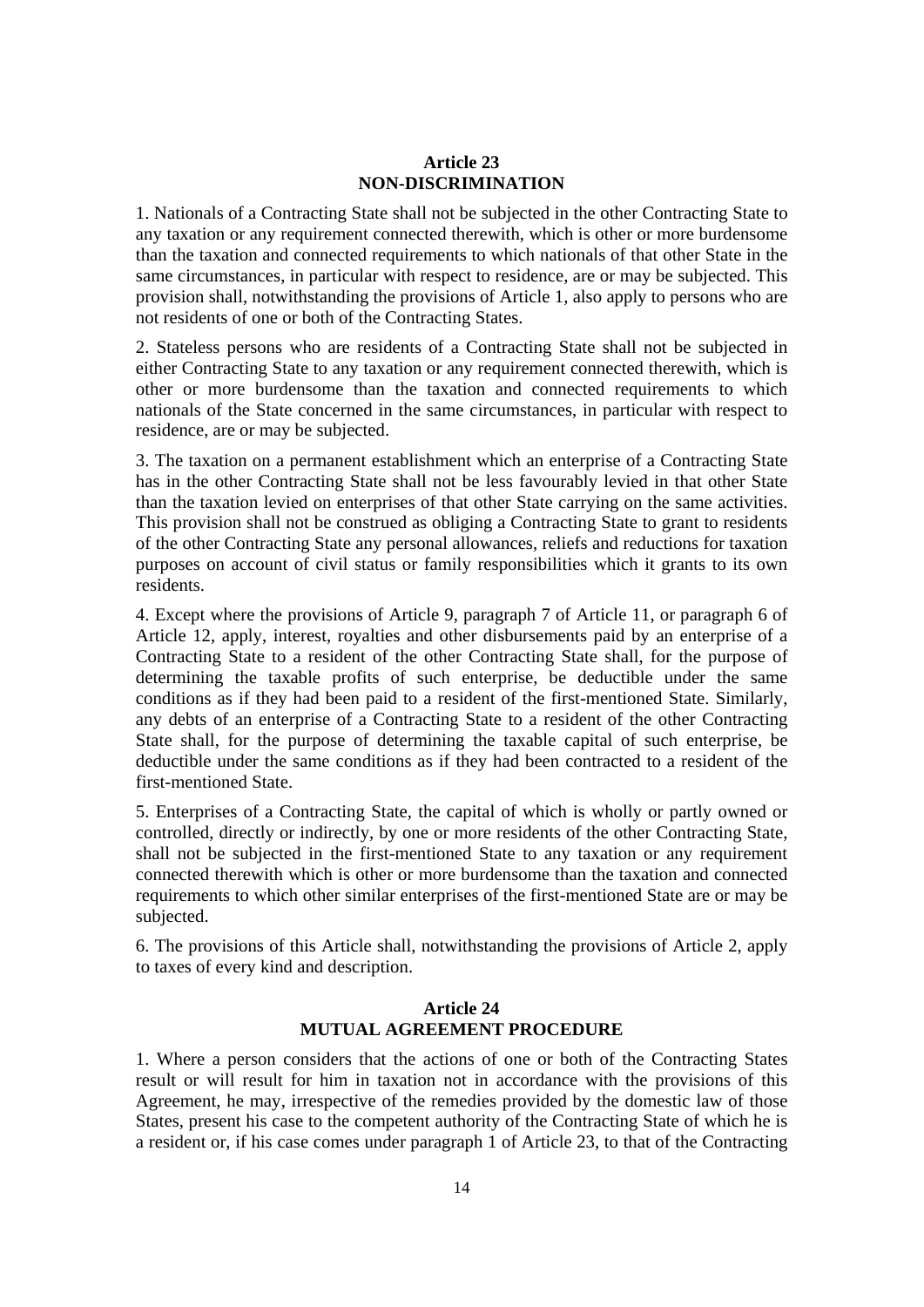## Article 23
## NON-DISCRIMINATION

1. Nationals of a Contracting State shall not be subjected in the other Contracting State to any taxation or any requirement connected therewith, which is other or more burdensome than the taxation and connected requirements to which nationals of that other State in the same circumstances, in particular with respect to residence, are or may be subjected. This provision shall, notwithstanding the provisions of Article 1, also apply to persons who are not residents of one or both of the Contracting States.

2. Stateless persons who are residents of a Contracting State shall not be subjected in either Contracting State to any taxation or any requirement connected therewith, which is other or more burdensome than the taxation and connected requirements to which nationals of the State concerned in the same circumstances, in particular with respect to residence, are or may be subjected.

3. The taxation on a permanent establishment which an enterprise of a Contracting State has in the other Contracting State shall not be less favourably levied in that other State than the taxation levied on enterprises of that other State carrying on the same activities. This provision shall not be construed as obliging a Contracting State to grant to residents of the other Contracting State any personal allowances, reliefs and reductions for taxation purposes on account of civil status or family responsibilities which it grants to its own residents.

4. Except where the provisions of Article 9, paragraph 7 of Article 11, or paragraph 6 of Article 12, apply, interest, royalties and other disbursements paid by an enterprise of a Contracting State to a resident of the other Contracting State shall, for the purpose of determining the taxable profits of such enterprise, be deductible under the same conditions as if they had been paid to a resident of the first-mentioned State. Similarly, any debts of an enterprise of a Contracting State to a resident of the other Contracting State shall, for the purpose of determining the taxable capital of such enterprise, be deductible under the same conditions as if they had been contracted to a resident of the first-mentioned State.

5. Enterprises of a Contracting State, the capital of which is wholly or partly owned or controlled, directly or indirectly, by one or more residents of the other Contracting State, shall not be subjected in the first-mentioned State to any taxation or any requirement connected therewith which is other or more burdensome than the taxation and connected requirements to which other similar enterprises of the first-mentioned State are or may be subjected.

6. The provisions of this Article shall, notwithstanding the provisions of Article 2, apply to taxes of every kind and description.

## Article 24
## MUTUAL AGREEMENT PROCEDURE

1. Where a person considers that the actions of one or both of the Contracting States result or will result for him in taxation not in accordance with the provisions of this Agreement, he may, irrespective of the remedies provided by the domestic law of those States, present his case to the competent authority of the Contracting State of which he is a resident or, if his case comes under paragraph 1 of Article 23, to that of the Contracting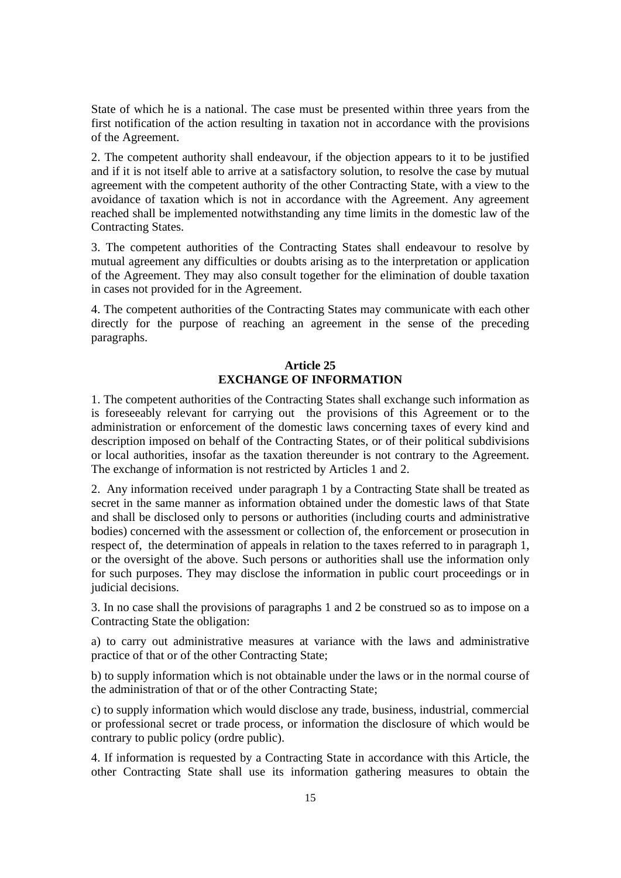State of which he is a national. The case must be presented within three years from the first notification of the action resulting in taxation not in accordance with the provisions of the Agreement.

2. The competent authority shall endeavour, if the objection appears to it to be justified and if it is not itself able to arrive at a satisfactory solution, to resolve the case by mutual agreement with the competent authority of the other Contracting State, with a view to the avoidance of taxation which is not in accordance with the Agreement. Any agreement reached shall be implemented notwithstanding any time limits in the domestic law of the Contracting States.

3. The competent authorities of the Contracting States shall endeavour to resolve by mutual agreement any difficulties or doubts arising as to the interpretation or application of the Agreement. They may also consult together for the elimination of double taxation in cases not provided for in the Agreement.

4. The competent authorities of the Contracting States may communicate with each other directly for the purpose of reaching an agreement in the sense of the preceding paragraphs.

### Article 25
### EXCHANGE OF INFORMATION

1. The competent authorities of the Contracting States shall exchange such information as is foreseeably relevant for carrying out the provisions of this Agreement or to the administration or enforcement of the domestic laws concerning taxes of every kind and description imposed on behalf of the Contracting States, or of their political subdivisions or local authorities, insofar as the taxation thereunder is not contrary to the Agreement. The exchange of information is not restricted by Articles 1 and 2.

2. Any information received under paragraph 1 by a Contracting State shall be treated as secret in the same manner as information obtained under the domestic laws of that State and shall be disclosed only to persons or authorities (including courts and administrative bodies) concerned with the assessment or collection of, the enforcement or prosecution in respect of, the determination of appeals in relation to the taxes referred to in paragraph 1, or the oversight of the above. Such persons or authorities shall use the information only for such purposes. They may disclose the information in public court proceedings or in judicial decisions.

3. In no case shall the provisions of paragraphs 1 and 2 be construed so as to impose on a Contracting State the obligation:

a) to carry out administrative measures at variance with the laws and administrative practice of that or of the other Contracting State;

b) to supply information which is not obtainable under the laws or in the normal course of the administration of that or of the other Contracting State;

c) to supply information which would disclose any trade, business, industrial, commercial or professional secret or trade process, or information the disclosure of which would be contrary to public policy (ordre public).

4. If information is requested by a Contracting State in accordance with this Article, the other Contracting State shall use its information gathering measures to obtain the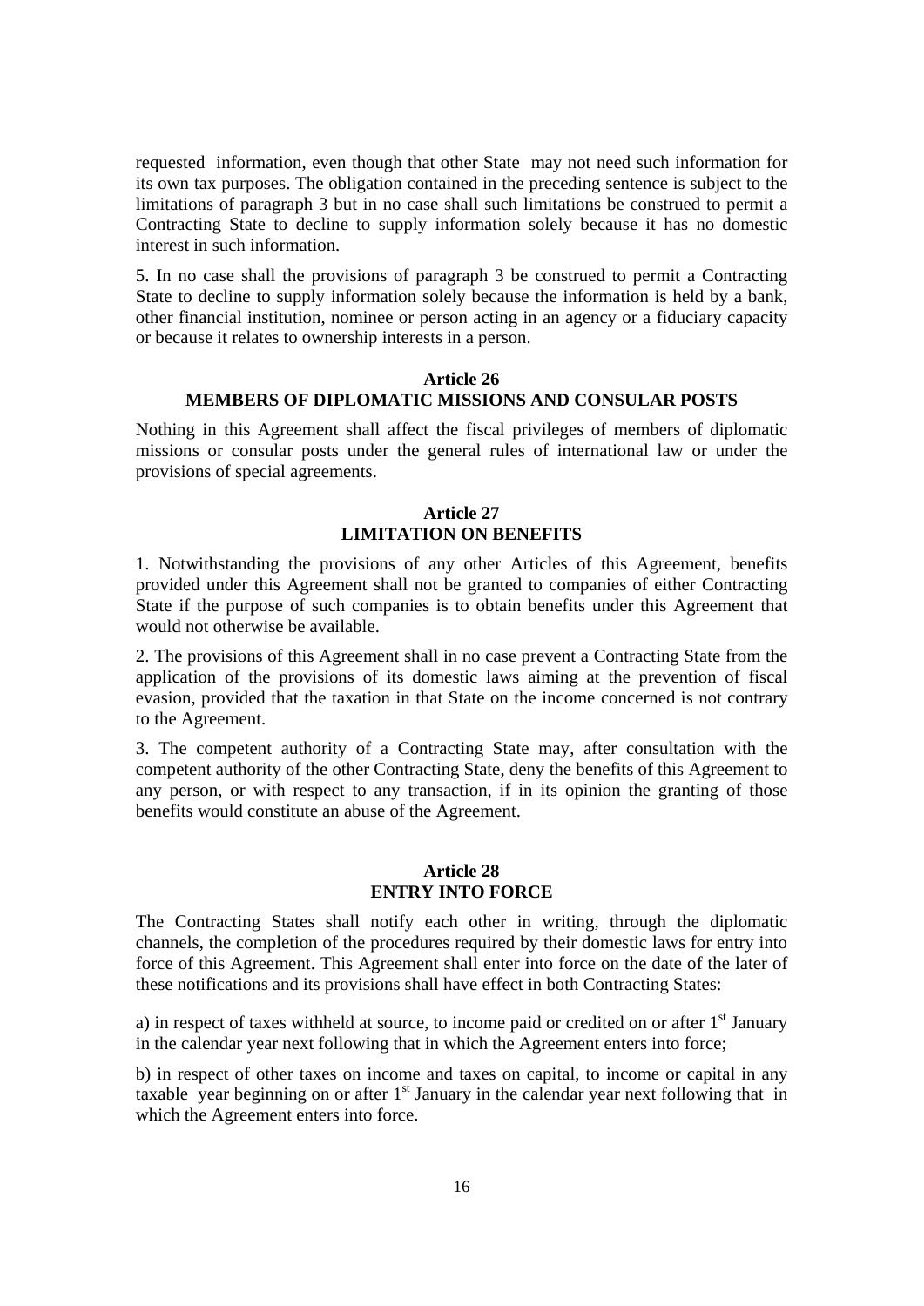requested information, even though that other State may not need such information for its own tax purposes. The obligation contained in the preceding sentence is subject to the limitations of paragraph 3 but in no case shall such limitations be construed to permit a Contracting State to decline to supply information solely because it has no domestic interest in such information.

5. In no case shall the provisions of paragraph 3 be construed to permit a Contracting State to decline to supply information solely because the information is held by a bank, other financial institution, nominee or person acting in an agency or a fiduciary capacity or because it relates to ownership interests in a person.

### Article 26
### MEMBERS OF DIPLOMATIC MISSIONS AND CONSULAR POSTS

Nothing in this Agreement shall affect the fiscal privileges of members of diplomatic missions or consular posts under the general rules of international law or under the provisions of special agreements.

### Article 27
### LIMITATION ON BENEFITS

1. Notwithstanding the provisions of any other Articles of this Agreement, benefits provided under this Agreement shall not be granted to companies of either Contracting State if the purpose of such companies is to obtain benefits under this Agreement that would not otherwise be available.

2. The provisions of this Agreement shall in no case prevent a Contracting State from the application of the provisions of its domestic laws aiming at the prevention of fiscal evasion, provided that the taxation in that State on the income concerned is not contrary to the Agreement.

3. The competent authority of a Contracting State may, after consultation with the competent authority of the other Contracting State, deny the benefits of this Agreement to any person, or with respect to any transaction, if in its opinion the granting of those benefits would constitute an abuse of the Agreement.

### Article 28
### ENTRY INTO FORCE

The Contracting States shall notify each other in writing, through the diplomatic channels, the completion of the procedures required by their domestic laws for entry into force of this Agreement. This Agreement shall enter into force on the date of the later of these notifications and its provisions shall have effect in both Contracting States:

a) in respect of taxes withheld at source, to income paid or credited on or after 1st January in the calendar year next following that in which the Agreement enters into force;

b) in respect of other taxes on income and taxes on capital, to income or capital in any taxable year beginning on or after 1st January in the calendar year next following that in which the Agreement enters into force.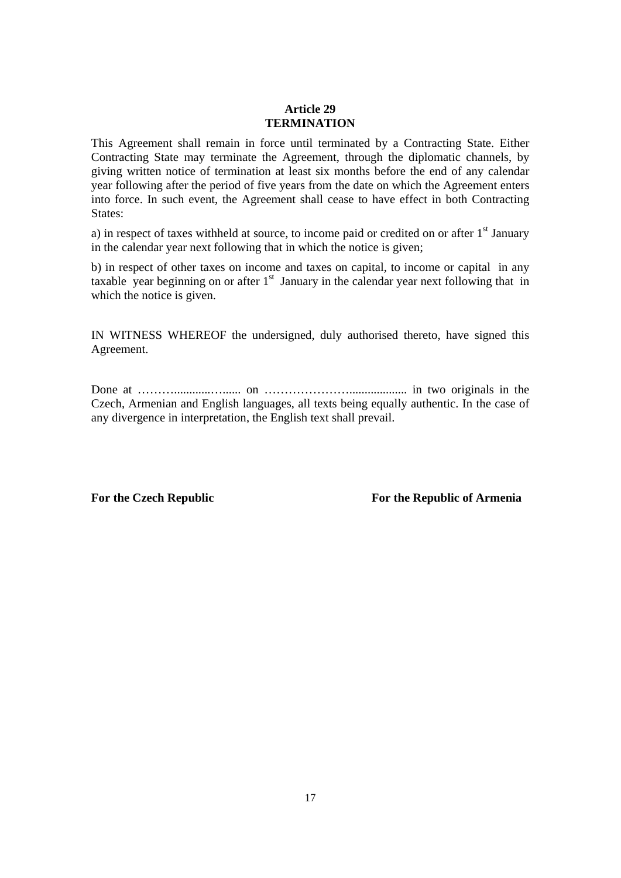## Article 29
## TERMINATION

This Agreement shall remain in force until terminated by a Contracting State. Either Contracting State may terminate the Agreement, through the diplomatic channels, by giving written notice of termination at least six months before the end of any calendar year following after the period of five years from the date on which the Agreement enters into force. In such event, the Agreement shall cease to have effect in both Contracting States:

a) in respect of taxes withheld at source, to income paid or credited on or after 1st January in the calendar year next following that in which the notice is given;

b) in respect of other taxes on income and taxes on capital, to income or capital in any taxable year beginning on or after 1st January in the calendar year next following that in which the notice is given.

IN WITNESS WHEREOF the undersigned, duly authorised thereto, have signed this Agreement.

Done at ……….........…...... on …………………................... in two originals in the Czech, Armenian and English languages, all texts being equally authentic. In the case of any divergence in interpretation, the English text shall prevail.

**For the Czech Republic** **For the Republic of Armenia**